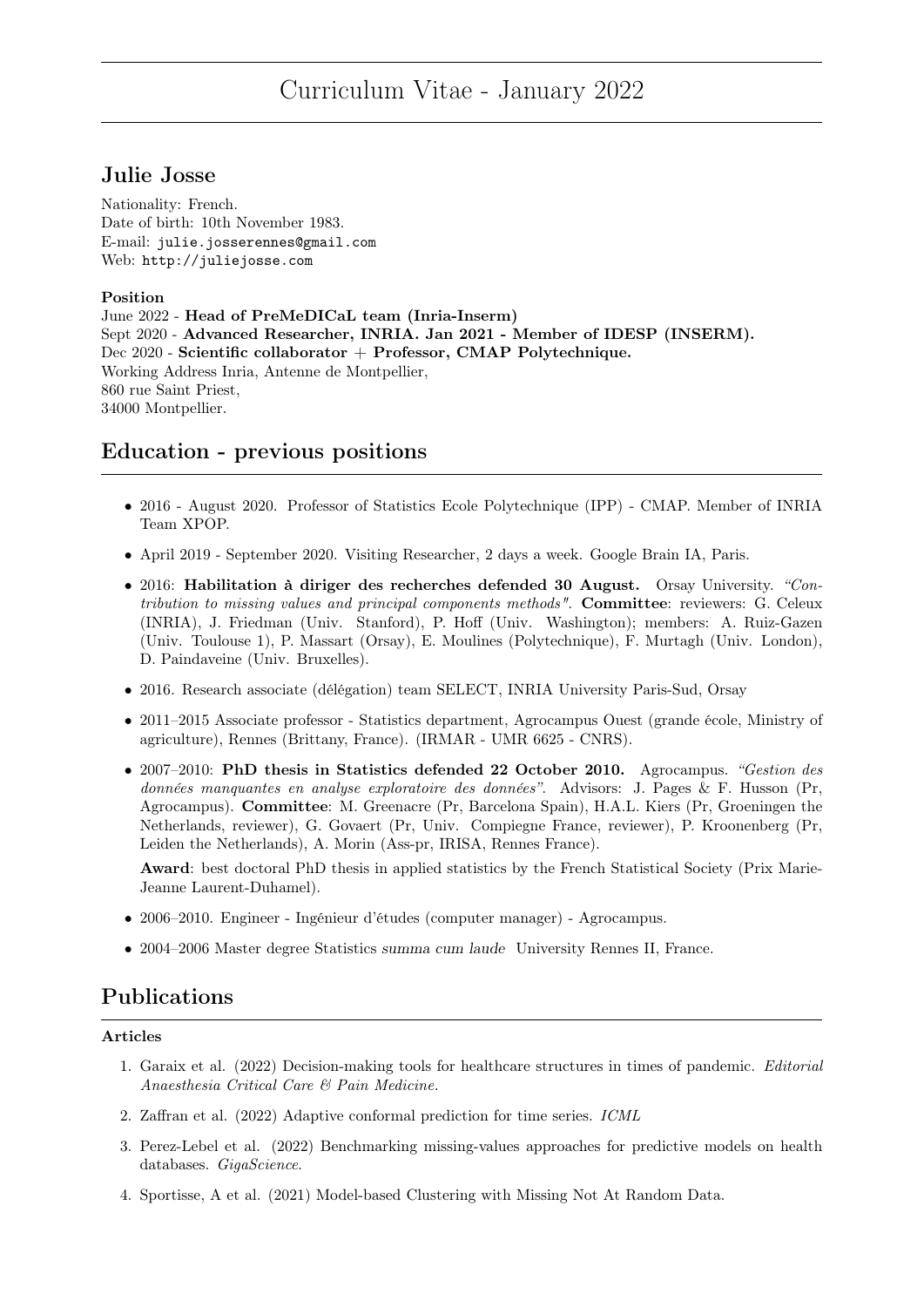# Curriculum Vitae - January 2022

## Julie Josse

Nationality: French.
Date of birth: 10th November 1983.
E-mail: julie.josserennes@gmail.com
Web: http://juliejosse.com

**Position**
June 2022 - **Head of PreMeDICaL team (Inria-Inserm)**
Sept 2020 - **Advanced Researcher, INRIA. Jan 2021 - Member of IDESP (INSERM).**
Dec 2020 - **Scientific collaborator + Professor, CMAP Polytechnique.**
Working Address Inria, Antenne de Montpellier,
860 rue Saint Priest,
34000 Montpellier.

## Education - previous positions

- 2016 - August 2020. Professor of Statistics Ecole Polytechnique (IPP) - CMAP. Member of INRIA Team XPOP.
- April 2019 - September 2020. Visiting Researcher, 2 days a week. Google Brain IA, Paris.
- 2016: **Habilitation à diriger des recherches defended 30 August.** Orsay University. *"Contribution to missing values and principal components methods"*. **Committee**: reviewers: G. Celeux (INRIA), J. Friedman (Univ. Stanford), P. Hoff (Univ. Washington); members: A. Ruiz-Gazen (Univ. Toulouse 1), P. Massart (Orsay), E. Moulines (Polytechnique), F. Murtagh (Univ. London), D. Paindaveine (Univ. Bruxelles).
- 2016. Research associate (délégation) team SELECT, INRIA University Paris-Sud, Orsay
- 2011–2015 Associate professor - Statistics department, Agrocampus Ouest (grande école, Ministry of agriculture), Rennes (Brittany, France). (IRMAR - UMR 6625 - CNRS).
- 2007–2010: **PhD thesis in Statistics defended 22 October 2010.** Agrocampus. *"Gestion des données manquantes en analyse exploratoire des données"*. Advisors: J. Pages & F. Husson (Pr, Agrocampus). **Committee**: M. Greenacre (Pr, Barcelona Spain), H.A.L. Kiers (Pr, Groeningen the Netherlands, reviewer), G. Govaert (Pr, Univ. Compiegne France, reviewer), P. Kroonenberg (Pr, Leiden the Netherlands), A. Morin (Ass-pr, IRISA, Rennes France).

  **Award**: best doctoral PhD thesis in applied statistics by the French Statistical Society (Prix Marie-Jeanne Laurent-Duhamel).
- 2006–2010. Engineer - Ingénieur d'études (computer manager) - Agrocampus.
- 2004–2006 Master degree Statistics *summa cum laude* University Rennes II, France.

## Publications

**Articles**

1. Garaix et al. (2022) Decision-making tools for healthcare structures in times of pandemic. *Editorial Anaesthesia Critical Care & Pain Medicine.*
2. Zaffran et al. (2022) Adaptive conformal prediction for time series. *ICML*
3. Perez-Lebel et al. (2022) Benchmarking missing-values approaches for predictive models on health databases. *GigaScience.*
4. Sportisse, A et al. (2021) Model-based Clustering with Missing Not At Random Data.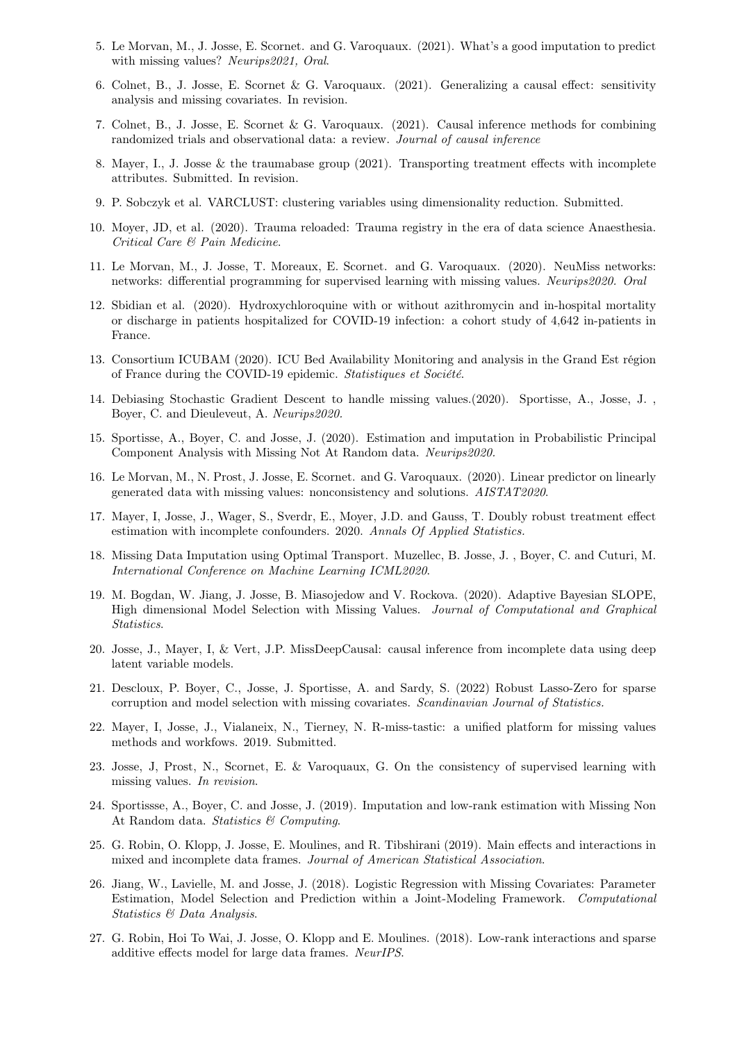5. Le Morvan, M., J. Josse, E. Scornet. and G. Varoquaux. (2021). What's a good imputation to predict with missing values? *Neurips2021, Oral*.

6. Colnet, B., J. Josse, E. Scornet & G. Varoquaux. (2021). Generalizing a causal effect: sensitivity analysis and missing covariates. In revision.

7. Colnet, B., J. Josse, E. Scornet & G. Varoquaux. (2021). Causal inference methods for combining randomized trials and observational data: a review. *Journal of causal inference*

8. Mayer, I., J. Josse & the traumabase group (2021). Transporting treatment effects with incomplete attributes. Submitted. In revision.

9. P. Sobczyk et al. VARCLUST: clustering variables using dimensionality reduction. Submitted.

10. Moyer, JD, et al. (2020). Trauma reloaded: Trauma registry in the era of data science Anaesthesia. *Critical Care & Pain Medicine*.

11. Le Morvan, M., J. Josse, T. Moreaux, E. Scornet. and G. Varoquaux. (2020). NeuMiss networks: networks: differential programming for supervised learning with missing values. *Neurips2020. Oral*

12. Sbidian et al. (2020). Hydroxychloroquine with or without azithromycin and in-hospital mortality or discharge in patients hospitalized for COVID-19 infection: a cohort study of 4,642 in-patients in France.

13. Consortium ICUBAM (2020). ICU Bed Availability Monitoring and analysis in the Grand Est région of France during the COVID-19 epidemic. *Statistiques et Société*.

14. Debiasing Stochastic Gradient Descent to handle missing values.(2020). Sportisse, A., Josse, J. , Boyer, C. and Dieuleveut, A. *Neurips2020*.

15. Sportisse, A., Boyer, C. and Josse, J. (2020). Estimation and imputation in Probabilistic Principal Component Analysis with Missing Not At Random data. *Neurips2020*.

16. Le Morvan, M., N. Prost, J. Josse, E. Scornet. and G. Varoquaux. (2020). Linear predictor on linearly generated data with missing values: nonconsistency and solutions. *AISTAT2020*.

17. Mayer, I, Josse, J., Wager, S., Sverdr, E., Moyer, J.D. and Gauss, T. Doubly robust treatment effect estimation with incomplete confounders. 2020. *Annals Of Applied Statistics.*

18. Missing Data Imputation using Optimal Transport. Muzellec, B. Josse, J. , Boyer, C. and Cuturi, M. *International Conference on Machine Learning ICML2020*.

19. M. Bogdan, W. Jiang, J. Josse, B. Miasojedow and V. Rockova. (2020). Adaptive Bayesian SLOPE, High dimensional Model Selection with Missing Values. *Journal of Computational and Graphical Statistics*.

20. Josse, J., Mayer, I, & Vert, J.P. MissDeepCausal: causal inference from incomplete data using deep latent variable models.

21. Descloux, P. Boyer, C., Josse, J. Sportisse, A. and Sardy, S. (2022) Robust Lasso-Zero for sparse corruption and model selection with missing covariates. *Scandinavian Journal of Statistics.*

22. Mayer, I, Josse, J., Vialaneix, N., Tierney, N. R-miss-tastic: a unified platform for missing values methods and workfows. 2019. Submitted.

23. Josse, J, Prost, N., Scornet, E. & Varoquaux, G. On the consistency of supervised learning with missing values. *In revision*.

24. Sportissse, A., Boyer, C. and Josse, J. (2019). Imputation and low-rank estimation with Missing Non At Random data. *Statistics & Computing*.

25. G. Robin, O. Klopp, J. Josse, E. Moulines, and R. Tibshirani (2019). Main effects and interactions in mixed and incomplete data frames. *Journal of American Statistical Association*.

26. Jiang, W., Lavielle, M. and Josse, J. (2018). Logistic Regression with Missing Covariates: Parameter Estimation, Model Selection and Prediction within a Joint-Modeling Framework. *Computational Statistics & Data Analysis*.

27. G. Robin, Hoi To Wai, J. Josse, O. Klopp and E. Moulines. (2018). Low-rank interactions and sparse additive effects model for large data frames. *NeurIPS*.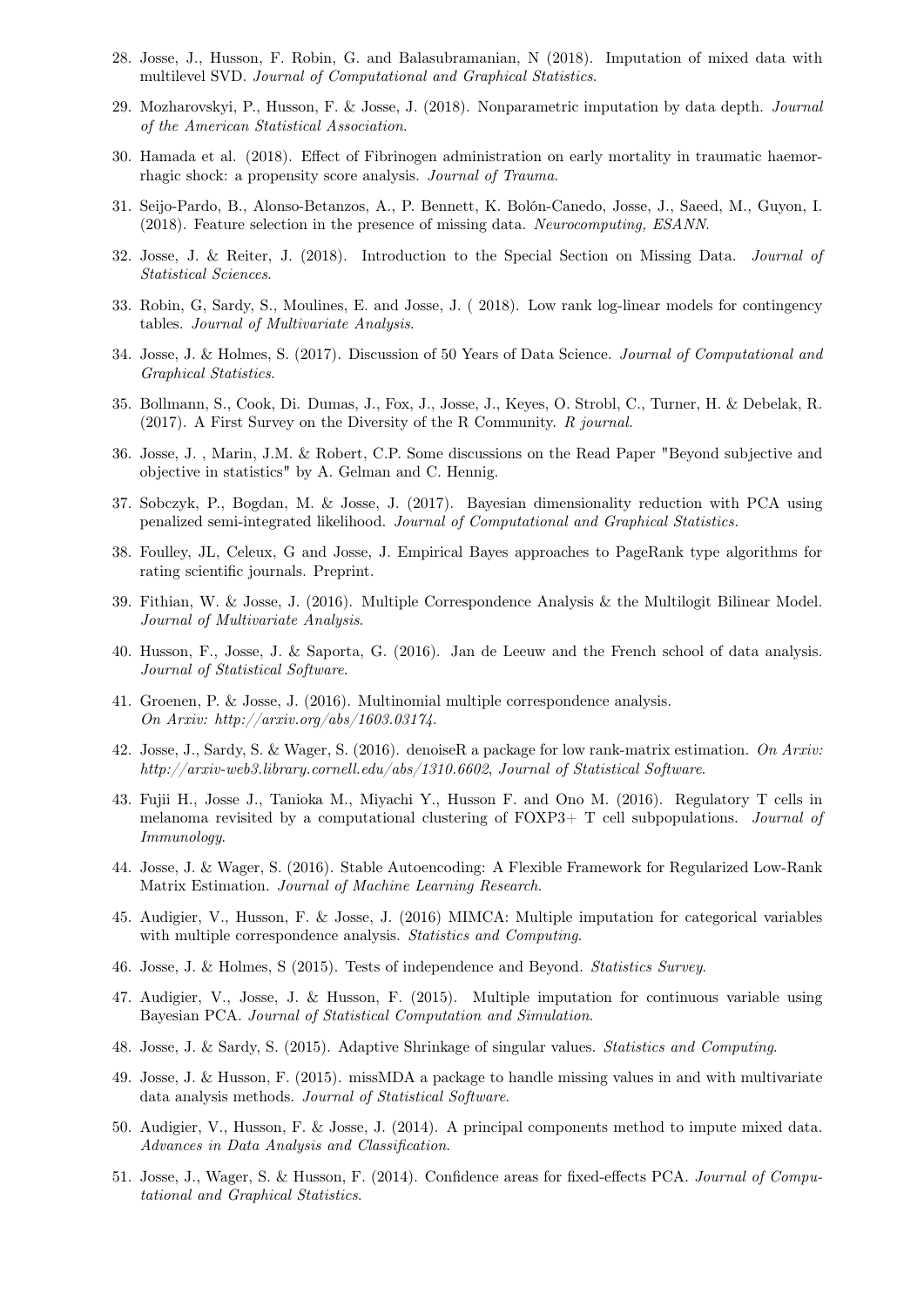28. Josse, J., Husson, F. Robin, G. and Balasubramanian, N (2018). Imputation of mixed data with multilevel SVD. *Journal of Computational and Graphical Statistics*.

29. Mozharovskyi, P., Husson, F. & Josse, J. (2018). Nonparametric imputation by data depth. *Journal of the American Statistical Association*.

30. Hamada et al. (2018). Effect of Fibrinogen administration on early mortality in traumatic haemorrhagic shock: a propensity score analysis. *Journal of Trauma.*

31. Seijo-Pardo, B., Alonso-Betanzos, A., P. Bennett, K. Bolón-Canedo, Josse, J., Saeed, M., Guyon, I. (2018). Feature selection in the presence of missing data. *Neurocomputing, ESANN*.

32. Josse, J. & Reiter, J. (2018). Introduction to the Special Section on Missing Data. *Journal of Statistical Sciences*.

33. Robin, G, Sardy, S., Moulines, E. and Josse, J. ( 2018). Low rank log-linear models for contingency tables. *Journal of Multivariate Analysis*.

34. Josse, J. & Holmes, S. (2017). Discussion of 50 Years of Data Science. *Journal of Computational and Graphical Statistics*.

35. Bollmann, S., Cook, Di. Dumas, J., Fox, J., Josse, J., Keyes, O. Strobl, C., Turner, H. & Debelak, R. (2017). A First Survey on the Diversity of the R Community. *R journal.*

36. Josse, J. , Marin, J.M. & Robert, C.P. Some discussions on the Read Paper "Beyond subjective and objective in statistics" by A. Gelman and C. Hennig.

37. Sobczyk, P., Bogdan, M. & Josse, J. (2017). Bayesian dimensionality reduction with PCA using penalized semi-integrated likelihood. *Journal of Computational and Graphical Statistics.*

38. Foulley, JL, Celeux, G and Josse, J. Empirical Bayes approaches to PageRank type algorithms for rating scientific journals. Preprint.

39. Fithian, W. & Josse, J. (2016). Multiple Correspondence Analysis & the Multilogit Bilinear Model. *Journal of Multivariate Analysis*.

40. Husson, F., Josse, J. & Saporta, G. (2016). Jan de Leeuw and the French school of data analysis. *Journal of Statistical Software*.

41. Groenen, P. & Josse, J. (2016). Multinomial multiple correspondence analysis. *On Arxiv: http://arxiv.org/abs/1603.03174*.

42. Josse, J., Sardy, S. & Wager, S. (2016). denoiseR a package for low rank-matrix estimation. *On Arxiv: http://arxiv-web3.library.cornell.edu/abs/1310.6602*, *Journal of Statistical Software*.

43. Fujii H., Josse J., Tanioka M., Miyachi Y., Husson F. and Ono M. (2016). Regulatory T cells in melanoma revisited by a computational clustering of FOXP3+ T cell subpopulations. *Journal of Immunology*.

44. Josse, J. & Wager, S. (2016). Stable Autoencoding: A Flexible Framework for Regularized Low-Rank Matrix Estimation. *Journal of Machine Learning Research*.

45. Audigier, V., Husson, F. & Josse, J. (2016) MIMCA: Multiple imputation for categorical variables with multiple correspondence analysis. *Statistics and Computing*.

46. Josse, J. & Holmes, S (2015). Tests of independence and Beyond. *Statistics Survey*.

47. Audigier, V., Josse, J. & Husson, F. (2015). Multiple imputation for continuous variable using Bayesian PCA. *Journal of Statistical Computation and Simulation*.

48. Josse, J. & Sardy, S. (2015). Adaptive Shrinkage of singular values. *Statistics and Computing*.

49. Josse, J. & Husson, F. (2015). missMDA a package to handle missing values in and with multivariate data analysis methods. *Journal of Statistical Software*.

50. Audigier, V., Husson, F. & Josse, J. (2014). A principal components method to impute mixed data. *Advances in Data Analysis and Classification*.

51. Josse, J., Wager, S. & Husson, F. (2014). Confidence areas for fixed-effects PCA. *Journal of Computational and Graphical Statistics*.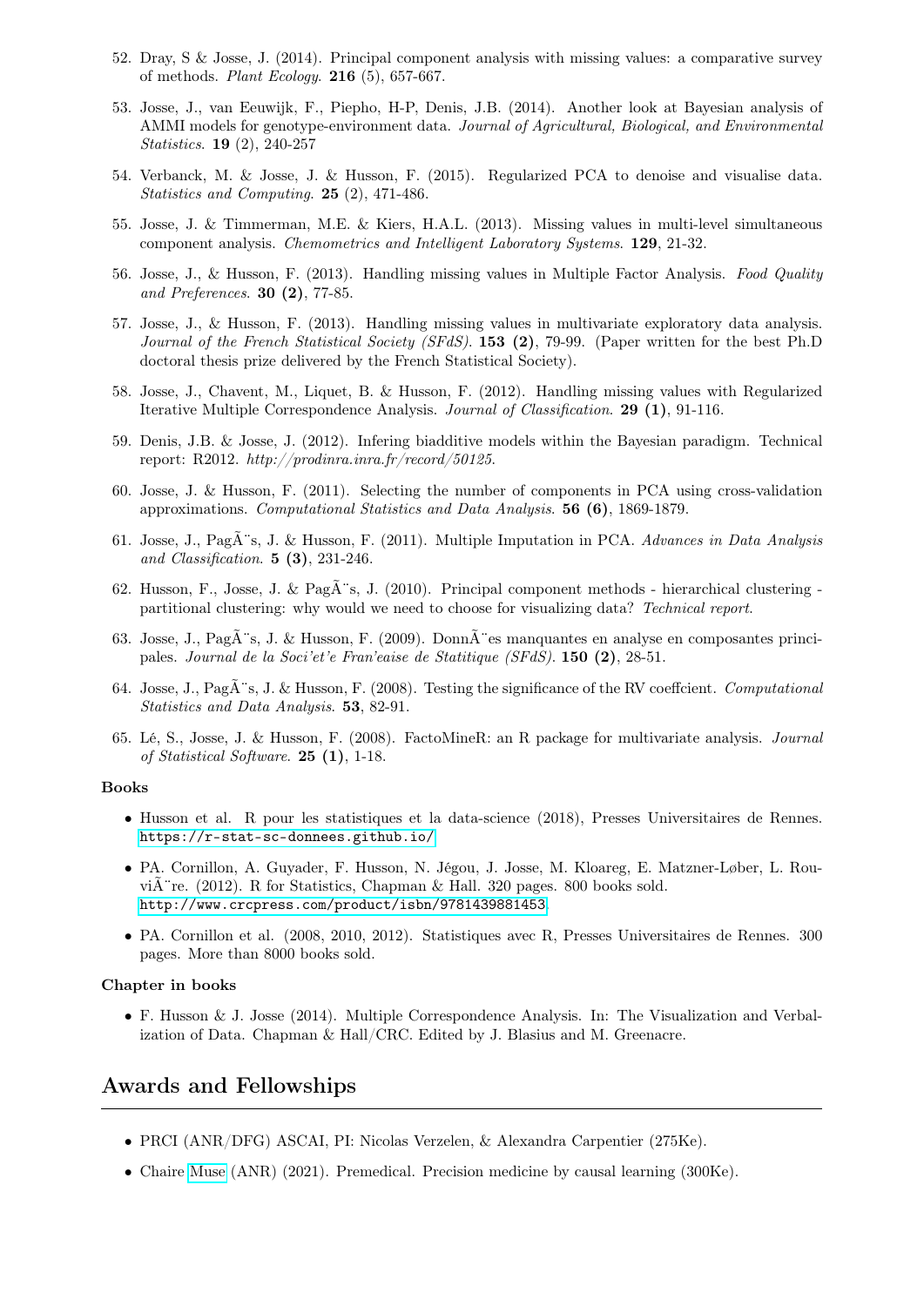52. Dray, S & Josse, J. (2014). Principal component analysis with missing values: a comparative survey of methods. *Plant Ecology*. **216** (5), 657-667.

53. Josse, J., van Eeuwijk, F., Piepho, H-P, Denis, J.B. (2014). Another look at Bayesian analysis of AMMI models for genotype-environment data. *Journal of Agricultural, Biological, and Environmental Statistics*. **19** (2), 240-257

54. Verbanck, M. & Josse, J. & Husson, F. (2015). Regularized PCA to denoise and visualise data. *Statistics and Computing*. **25** (2), 471-486.

55. Josse, J. & Timmerman, M.E. & Kiers, H.A.L. (2013). Missing values in multi-level simultaneous component analysis. *Chemometrics and Intelligent Laboratory Systems*. **129**, 21-32.

56. Josse, J., & Husson, F. (2013). Handling missing values in Multiple Factor Analysis. *Food Quality and Preferences*. **30 (2)**, 77-85.

57. Josse, J., & Husson, F. (2013). Handling missing values in multivariate exploratory data analysis. *Journal of the French Statistical Society (SFdS)*. **153 (2)**, 79-99. (Paper written for the best Ph.D doctoral thesis prize delivered by the French Statistical Society).

58. Josse, J., Chavent, M., Liquet, B. & Husson, F. (2012). Handling missing values with Regularized Iterative Multiple Correspondence Analysis. *Journal of Classification*. **29 (1)**, 91-116.

59. Denis, J.B. & Josse, J. (2012). Infering biadditive models within the Bayesian paradigm. Technical report: R2012. *http://prodinra.inra.fr/record/50125*.

60. Josse, J. & Husson, F. (2011). Selecting the number of components in PCA using cross-validation approximations. *Computational Statistics and Data Analysis*. **56 (6)**, 1869-1879.

61. Josse, J., PagÃ¨s, J. & Husson, F. (2011). Multiple Imputation in PCA. *Advances in Data Analysis and Classification*. **5 (3)**, 231-246.

62. Husson, F., Josse, J. & PagÃ¨s, J. (2010). Principal component methods - hierarchical clustering - partitional clustering: why would we need to choose for visualizing data? *Technical report*.

63. Josse, J., PagÃ¨s, J. & Husson, F. (2009). DonnÃ¨es manquantes en analyse en composantes principales. *Journal de la Soci'et'e Fran'eaise de Statitique (SFdS)*. **150 (2)**, 28-51.

64. Josse, J., PagÃ¨s, J. & Husson, F. (2008). Testing the significance of the RV coeffcient. *Computational Statistics and Data Analysis*. **53**, 82-91.

65. Lé, S., Josse, J. & Husson, F. (2008). FactoMineR: an R package for multivariate analysis. *Journal of Statistical Software*. **25 (1)**, 1-18.

### Books

- Husson et al. R pour les statistiques et la data-science (2018), Presses Universitaires de Rennes. https://r-stat-sc-donnees.github.io/
- PA. Cornillon, A. Guyader, F. Husson, N. Jégou, J. Josse, M. Kloareg, E. Matzner-Løber, L. RouviÃ¨re. (2012). R for Statistics, Chapman & Hall. 320 pages. 800 books sold. http://www.crcpress.com/product/isbn/9781439881453
- PA. Cornillon et al. (2008, 2010, 2012). Statistiques avec R, Presses Universitaires de Rennes. 300 pages. More than 8000 books sold.

### Chapter in books

- F. Husson & J. Josse (2014). Multiple Correspondence Analysis. In: The Visualization and Verbalization of Data. Chapman & Hall/CRC. Edited by J. Blasius and M. Greenacre.

## Awards and Fellowships

- PRCI (ANR/DFG) ASCAI, PI: Nicolas Verzelen, & Alexandra Carpentier (275Ke).
- Chaire Muse (ANR) (2021). Premedical. Precision medicine by causal learning (300Ke).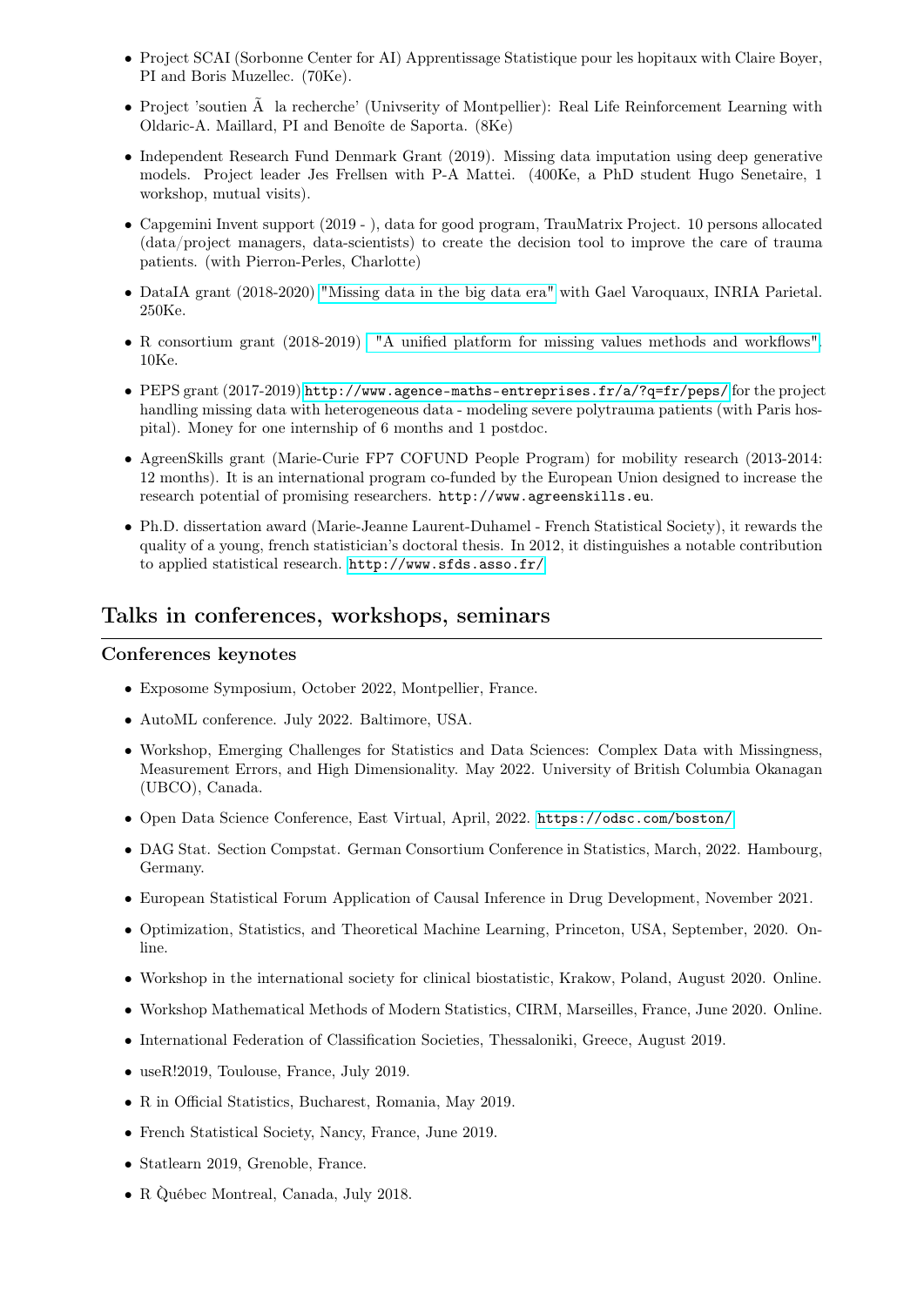- Project SCAI (Sorbonne Center for AI) Apprentissage Statistique pour les hopitaux with Claire Boyer, PI and Boris Muzellec. (70Ke).
- Project 'soutien Ã  la recherche' (Univserity of Montpellier): Real Life Reinforcement Learning with Oldaric-A. Maillard, PI and Benoîte de Saporta. (8Ke)
- Independent Research Fund Denmark Grant (2019). Missing data imputation using deep generative models. Project leader Jes Frellsen with P-A Mattei. (400Ke, a PhD student Hugo Senetaire, 1 workshop, mutual visits).
- Capgemini Invent support (2019 - ), data for good program, TrauMatrix Project. 10 persons allocated (data/project managers, data-scientists) to create the decision tool to improve the care of trauma patients. (with Pierron-Perles, Charlotte)
- DataIA grant (2018-2020) "Missing data in the big data era" with Gael Varoquaux, INRIA Parietal. 250Ke.
- R consortium grant (2018-2019) "A unified platform for missing values methods and workflows". 10Ke.
- PEPS grant (2017-2019) `http://www.agence-maths-entreprises.fr/a/?q=fr/peps/` for the project handling missing data with heterogeneous data - modeling severe polytrauma patients (with Paris hospital). Money for one internship of 6 months and 1 postdoc.
- AgreenSkills grant (Marie-Curie FP7 COFUND People Program) for mobility research (2013-2014: 12 months). It is an international program co-funded by the European Union designed to increase the research potential of promising researchers. `http://www.agreenskills.eu`.
- Ph.D. dissertation award (Marie-Jeanne Laurent-Duhamel - French Statistical Society), it rewards the quality of a young, french statistician's doctoral thesis. In 2012, it distinguishes a notable contribution to applied statistical research. `http://www.sfds.asso.fr/`

## Talks in conferences, workshops, seminars

### Conferences keynotes

- Exposome Symposium, October 2022, Montpellier, France.
- AutoML conference. July 2022. Baltimore, USA.
- Workshop, Emerging Challenges for Statistics and Data Sciences: Complex Data with Missingness, Measurement Errors, and High Dimensionality. May 2022. University of British Columbia Okanagan (UBCO), Canada.
- Open Data Science Conference, East Virtual, April, 2022. `https://odsc.com/boston/`
- DAG Stat. Section Compstat. German Consortium Conference in Statistics, March, 2022. Hambourg, Germany.
- European Statistical Forum Application of Causal Inference in Drug Development, November 2021.
- Optimization, Statistics, and Theoretical Machine Learning, Princeton, USA, September, 2020. Online.
- Workshop in the international society for clinical biostatistic, Krakow, Poland, August 2020. Online.
- Workshop Mathematical Methods of Modern Statistics, CIRM, Marseilles, France, June 2020. Online.
- International Federation of Classification Societies, Thessaloniki, Greece, August 2019.
- useR!2019, Toulouse, France, July 2019.
- R in Official Statistics, Bucharest, Romania, May 2019.
- French Statistical Society, Nancy, France, June 2019.
- Statlearn 2019, Grenoble, France.
- R Q̀uébec Montreal, Canada, July 2018.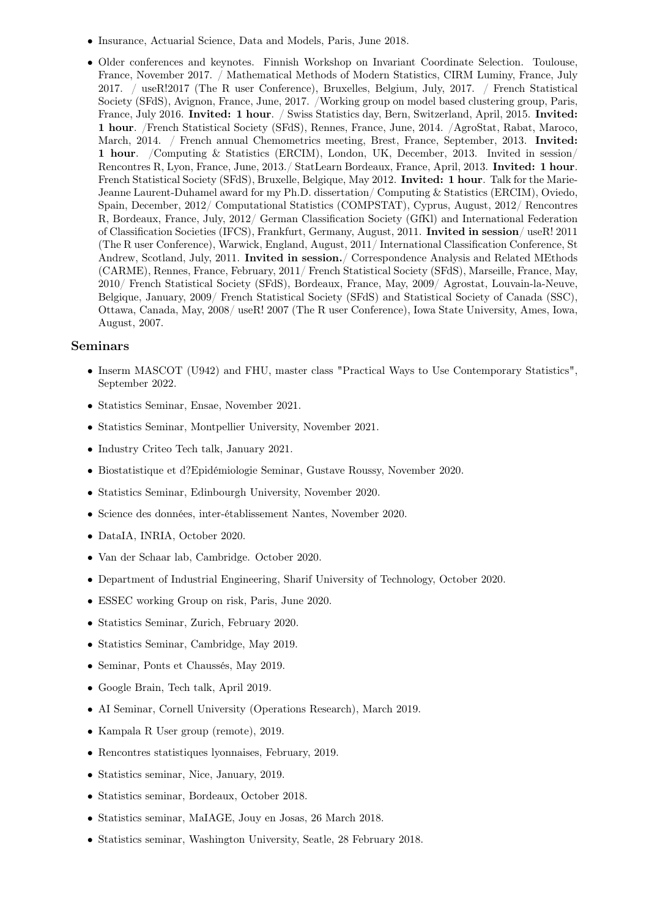- Insurance, Actuarial Science, Data and Models, Paris, June 2018.
- Older conferences and keynotes. Finnish Workshop on Invariant Coordinate Selection. Toulouse, France, November 2017. / Mathematical Methods of Modern Statistics, CIRM Luminy, France, July 2017. / useR!2017 (The R user Conference), Bruxelles, Belgium, July, 2017. / French Statistical Society (SFdS), Avignon, France, June, 2017. /Working group on model based clustering group, Paris, France, July 2016. **Invited: 1 hour**. / Swiss Statistics day, Bern, Switzerland, April, 2015. **Invited: 1 hour**. /French Statistical Society (SFdS), Rennes, France, June, 2014. /AgroStat, Rabat, Maroco, March, 2014. / French annual Chemometrics meeting, Brest, France, September, 2013. **Invited: 1 hour**. /Computing & Statistics (ERCIM), London, UK, December, 2013. Invited in session/ Rencontres R, Lyon, France, June, 2013./ StatLearn Bordeaux, France, April, 2013. **Invited: 1 hour**. French Statistical Society (SFdS), Bruxelle, Belgique, May 2012. **Invited: 1 hour**. Talk for the Marie-Jeanne Laurent-Duhamel award for my Ph.D. dissertation/ Computing & Statistics (ERCIM), Oviedo, Spain, December, 2012/ Computational Statistics (COMPSTAT), Cyprus, August, 2012/ Rencontres R, Bordeaux, France, July, 2012/ German Classification Society (GfKl) and International Federation of Classification Societies (IFCS), Frankfurt, Germany, August, 2011. **Invited in session**/ useR! 2011 (The R user Conference), Warwick, England, August, 2011/ International Classification Conference, St Andrew, Scotland, July, 2011. **Invited in session.**/ Correspondence Analysis and Related MEthods (CARME), Rennes, France, February, 2011/ French Statistical Society (SFdS), Marseille, France, May, 2010/ French Statistical Society (SFdS), Bordeaux, France, May, 2009/ Agrostat, Louvain-la-Neuve, Belgique, January, 2009/ French Statistical Society (SFdS) and Statistical Society of Canada (SSC), Ottawa, Canada, May, 2008/ useR! 2007 (The R user Conference), Iowa State University, Ames, Iowa, August, 2007.

## Seminars

- Inserm MASCOT (U942) and FHU, master class "Practical Ways to Use Contemporary Statistics", September 2022.
- Statistics Seminar, Ensae, November 2021.
- Statistics Seminar, Montpellier University, November 2021.
- Industry Criteo Tech talk, January 2021.
- Biostatistique et d?Epidémiologie Seminar, Gustave Roussy, November 2020.
- Statistics Seminar, Edinbourgh University, November 2020.
- Science des données, inter-établissement Nantes, November 2020.
- DataIA, INRIA, October 2020.
- Van der Schaar lab, Cambridge. October 2020.
- Department of Industrial Engineering, Sharif University of Technology, October 2020.
- ESSEC working Group on risk, Paris, June 2020.
- Statistics Seminar, Zurich, February 2020.
- Statistics Seminar, Cambridge, May 2019.
- Seminar, Ponts et Chaussés, May 2019.
- Google Brain, Tech talk, April 2019.
- AI Seminar, Cornell University (Operations Research), March 2019.
- Kampala R User group (remote), 2019.
- Rencontres statistiques lyonnaises, February, 2019.
- Statistics seminar, Nice, January, 2019.
- Statistics seminar, Bordeaux, October 2018.
- Statistics seminar, MaIAGE, Jouy en Josas, 26 March 2018.
- Statistics seminar, Washington University, Seatle, 28 February 2018.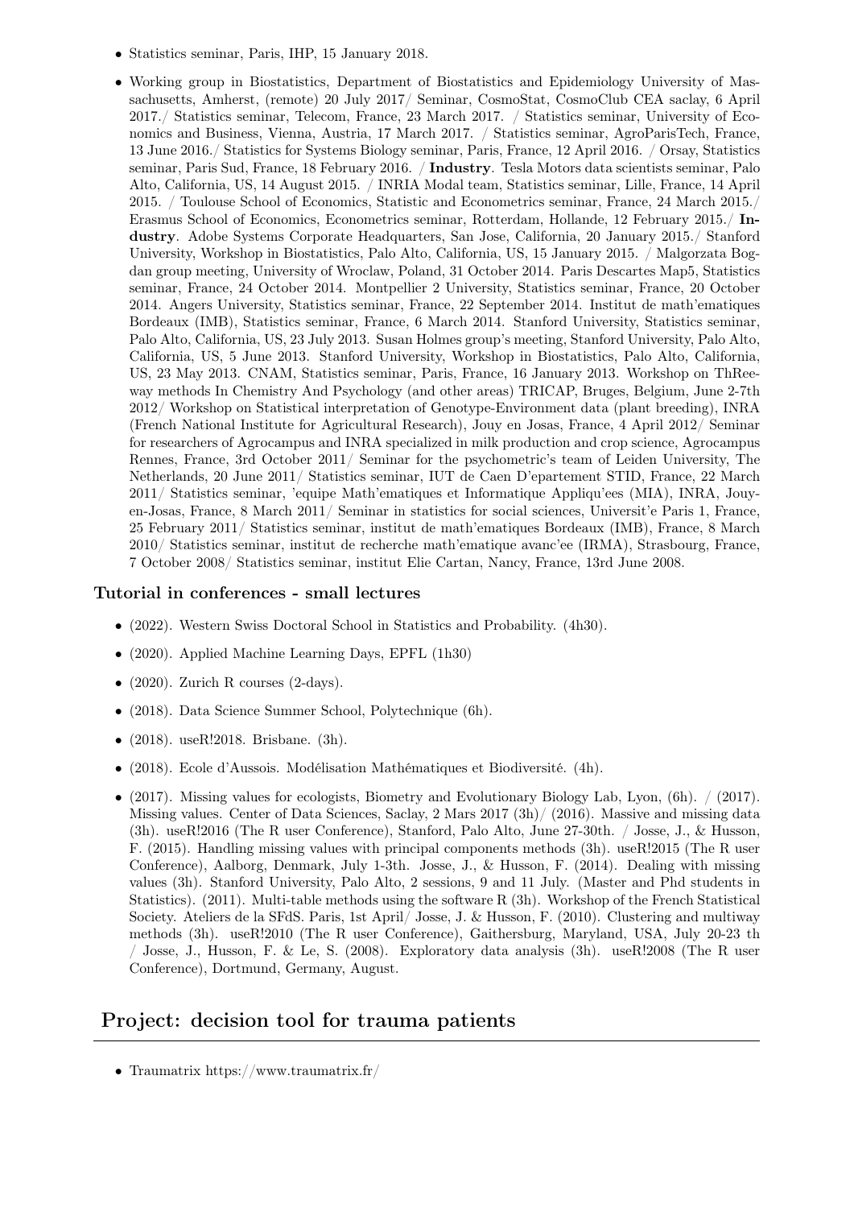- Statistics seminar, Paris, IHP, 15 January 2018.
- Working group in Biostatistics, Department of Biostatistics and Epidemiology University of Massachusetts, Amherst, (remote) 20 July 2017/ Seminar, CosmoStat, CosmoClub CEA saclay, 6 April 2017./ Statistics seminar, Telecom, France, 23 March 2017. / Statistics seminar, University of Economics and Business, Vienna, Austria, 17 March 2017. / Statistics seminar, AgroParisTech, France, 13 June 2016./ Statistics for Systems Biology seminar, Paris, France, 12 April 2016. / Orsay, Statistics seminar, Paris Sud, France, 18 February 2016. / **Industry**. Tesla Motors data scientists seminar, Palo Alto, California, US, 14 August 2015. / INRIA Modal team, Statistics seminar, Lille, France, 14 April 2015. / Toulouse School of Economics, Statistic and Econometrics seminar, France, 24 March 2015./ Erasmus School of Economics, Econometrics seminar, Rotterdam, Hollande, 12 February 2015./ **Industry**. Adobe Systems Corporate Headquarters, San Jose, California, 20 January 2015./ Stanford University, Workshop in Biostatistics, Palo Alto, California, US, 15 January 2015. / Malgorzata Bogdan group meeting, University of Wroclaw, Poland, 31 October 2014. Paris Descartes Map5, Statistics seminar, France, 24 October 2014. Montpellier 2 University, Statistics seminar, France, 20 October 2014. Angers University, Statistics seminar, France, 22 September 2014. Institut de math'ematiques Bordeaux (IMB), Statistics seminar, France, 6 March 2014. Stanford University, Statistics seminar, Palo Alto, California, US, 23 July 2013. Susan Holmes group's meeting, Stanford University, Palo Alto, California, US, 5 June 2013. Stanford University, Workshop in Biostatistics, Palo Alto, California, US, 23 May 2013. CNAM, Statistics seminar, Paris, France, 16 January 2013. Workshop on ThReeway methods In Chemistry And Psychology (and other areas) TRICAP, Bruges, Belgium, June 2-7th 2012/ Workshop on Statistical interpretation of Genotype-Environment data (plant breeding), INRA (French National Institute for Agricultural Research), Jouy en Josas, France, 4 April 2012/ Seminar for researchers of Agrocampus and INRA specialized in milk production and crop science, Agrocampus Rennes, France, 3rd October 2011/ Seminar for the psychometric's team of Leiden University, The Netherlands, 20 June 2011/ Statistics seminar, IUT de Caen D'epartement STID, France, 22 March 2011/ Statistics seminar, 'equipe Math'ematiques et Informatique Appliqu'ees (MIA), INRA, Jouy-en-Josas, France, 8 March 2011/ Seminar in statistics for social sciences, Universit'e Paris 1, France, 25 February 2011/ Statistics seminar, institut de math'ematiques Bordeaux (IMB), France, 8 March 2010/ Statistics seminar, institut de recherche math'ematique avanc'ee (IRMA), Strasbourg, France, 7 October 2008/ Statistics seminar, institut Elie Cartan, Nancy, France, 13rd June 2008.

### Tutorial in conferences - small lectures

- (2022). Western Swiss Doctoral School in Statistics and Probability. (4h30).
- (2020). Applied Machine Learning Days, EPFL (1h30)
- (2020). Zurich R courses (2-days).
- (2018). Data Science Summer School, Polytechnique (6h).
- (2018). useR!2018. Brisbane. (3h).
- (2018). Ecole d'Aussois. Modélisation Mathématiques et Biodiversité. (4h).
- (2017). Missing values for ecologists, Biometry and Evolutionary Biology Lab, Lyon, (6h). / (2017). Missing values. Center of Data Sciences, Saclay, 2 Mars 2017 (3h)/ (2016). Massive and missing data (3h). useR!2016 (The R user Conference), Stanford, Palo Alto, June 27-30th. / Josse, J., & Husson, F. (2015). Handling missing values with principal components methods (3h). useR!2015 (The R user Conference), Aalborg, Denmark, July 1-3th. Josse, J., & Husson, F. (2014). Dealing with missing values (3h). Stanford University, Palo Alto, 2 sessions, 9 and 11 July. (Master and Phd students in Statistics). (2011). Multi-table methods using the software R (3h). Workshop of the French Statistical Society. Ateliers de la SFdS. Paris, 1st April/ Josse, J. & Husson, F. (2010). Clustering and multiway methods (3h). useR!2010 (The R user Conference), Gaithersburg, Maryland, USA, July 20-23 th / Josse, J., Husson, F. & Le, S. (2008). Exploratory data analysis (3h). useR!2008 (The R user Conference), Dortmund, Germany, August.

## Project: decision tool for trauma patients

- Traumatrix https://www.traumatrix.fr/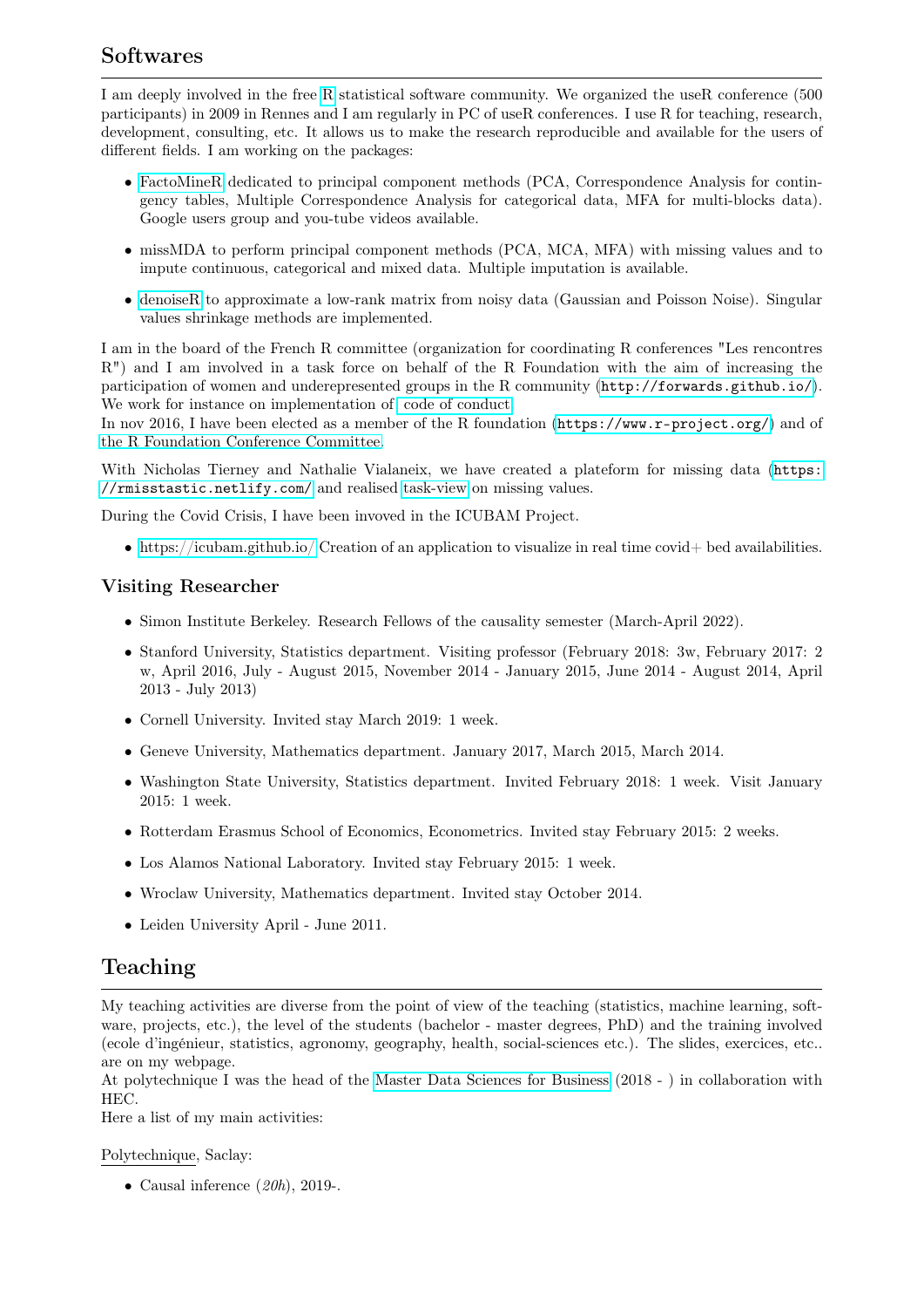## Softwares

I am deeply involved in the free R statistical software community. We organized the useR conference (500 participants) in 2009 in Rennes and I am regularly in PC of useR conferences. I use R for teaching, research, development, consulting, etc. It allows us to make the research reproducible and available for the users of different fields. I am working on the packages:

- FactoMineR dedicated to principal component methods (PCA, Correspondence Analysis for contingency tables, Multiple Correspondence Analysis for categorical data, MFA for multi-blocks data). Google users group and you-tube videos available.
- missMDA to perform principal component methods (PCA, MCA, MFA) with missing values and to impute continuous, categorical and mixed data. Multiple imputation is available.
- denoiseR to approximate a low-rank matrix from noisy data (Gaussian and Poisson Noise). Singular values shrinkage methods are implemented.

I am in the board of the French R committee (organization for coordinating R conferences "Les rencontres R") and I am involved in a task force on behalf of the R Foundation with the aim of increasing the participation of women and underepresented groups in the R community (`http://forwards.github.io/`). We work for instance on implementation of code of conduct.
In nov 2016, I have been elected as a member of the R foundation (`https://www.r-project.org/`) and of the R Foundation Conference Committee.

With Nicholas Tierney and Nathalie Vialaneix, we have created a plateform for missing data (`https://rmisstastic.netlify.com/`) and realised task-view on missing values.

During the Covid Crisis, I have been invoved in the ICUBAM Project.

- https://icubam.github.io/ Creation of an application to visualize in real time covid+ bed availabilities.

### Visiting Researcher

- Simon Institute Berkeley. Research Fellows of the causality semester (March-April 2022).
- Stanford University, Statistics department. Visiting professor (February 2018: 3w, February 2017: 2 w, April 2016, July - August 2015, November 2014 - January 2015, June 2014 - August 2014, April 2013 - July 2013)
- Cornell University. Invited stay March 2019: 1 week.
- Geneve University, Mathematics department. January 2017, March 2015, March 2014.
- Washington State University, Statistics department. Invited February 2018: 1 week. Visit January 2015: 1 week.
- Rotterdam Erasmus School of Economics, Econometrics. Invited stay February 2015: 2 weeks.
- Los Alamos National Laboratory. Invited stay February 2015: 1 week.
- Wroclaw University, Mathematics department. Invited stay October 2014.
- Leiden University April - June 2011.

## Teaching

My teaching activities are diverse from the point of view of the teaching (statistics, machine learning, software, projects, etc.), the level of the students (bachelor - master degrees, PhD) and the training involved (ecole d'ingénieur, statistics, agronomy, geography, health, social-sciences etc.). The slides, exercices, etc.. are on my webpage.
At polytechnique I was the head of the Master Data Sciences for Business (2018 - ) in collaboration with HEC.
Here a list of my main activities:

Polytechnique, Saclay:

- Causal inference (*20h*), 2019-.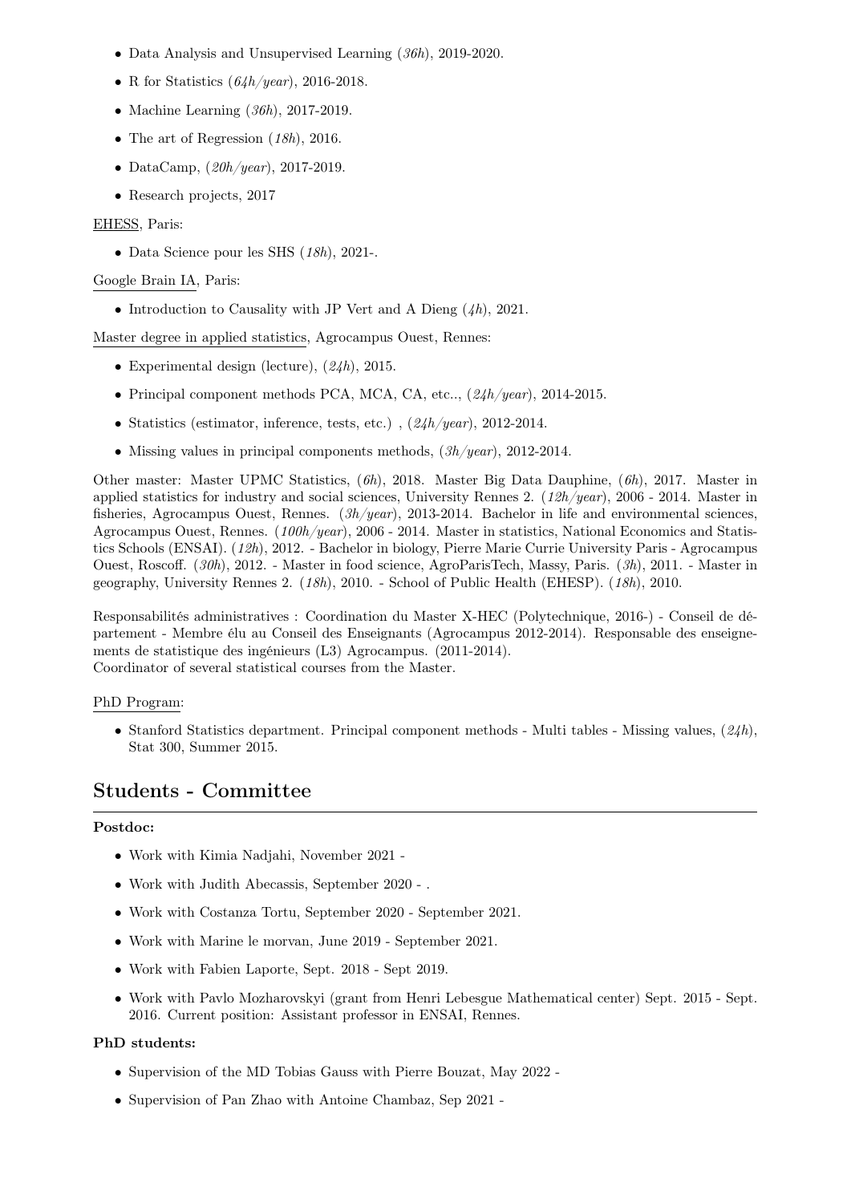- Data Analysis and Unsupervised Learning (*36h*), 2019-2020.
- R for Statistics (*64h/year*), 2016-2018.
- Machine Learning (*36h*), 2017-2019.
- The art of Regression (*18h*), 2016.
- DataCamp, (*20h/year*), 2017-2019.
- Research projects, 2017

EHESS, Paris:

- Data Science pour les SHS (*18h*), 2021-.

Google Brain IA, Paris:

- Introduction to Causality with JP Vert and A Dieng (*4h*), 2021.

Master degree in applied statistics, Agrocampus Ouest, Rennes:

- Experimental design (lecture), (*24h*), 2015.
- Principal component methods PCA, MCA, CA, etc.., (*24h/year*), 2014-2015.
- Statistics (estimator, inference, tests, etc.) , (*24h/year*), 2012-2014.
- Missing values in principal components methods, (*3h/year*), 2012-2014.

Other master: Master UPMC Statistics, (*6h*), 2018. Master Big Data Dauphine, (*6h*), 2017. Master in applied statistics for industry and social sciences, University Rennes 2. (*12h/year*), 2006 - 2014. Master in fisheries, Agrocampus Ouest, Rennes. (*3h/year*), 2013-2014. Bachelor in life and environmental sciences, Agrocampus Ouest, Rennes. (*100h/year*), 2006 - 2014. Master in statistics, National Economics and Statistics Schools (ENSAI). (*12h*), 2012. - Bachelor in biology, Pierre Marie Currie University Paris - Agrocampus Ouest, Roscoff. (*30h*), 2012. - Master in food science, AgroParisTech, Massy, Paris. (*3h*), 2011. - Master in geography, University Rennes 2. (*18h*), 2010. - School of Public Health (EHESP). (*18h*), 2010.

Responsabilités administratives : Coordination du Master X-HEC (Polytechnique, 2016-) - Conseil de département - Membre élu au Conseil des Enseignants (Agrocampus 2012-2014). Responsable des enseignements de statistique des ingénieurs (L3) Agrocampus. (2011-2014).
Coordinator of several statistical courses from the Master.

PhD Program:

- Stanford Statistics department. Principal component methods - Multi tables - Missing values, (*24h*), Stat 300, Summer 2015.

## Students - Committee

**Postdoc:**

- Work with Kimia Nadjahi, November 2021 -
- Work with Judith Abecassis, September 2020 - .
- Work with Costanza Tortu, September 2020 - September 2021.
- Work with Marine le morvan, June 2019 - September 2021.
- Work with Fabien Laporte, Sept. 2018 - Sept 2019.
- Work with Pavlo Mozharovskyi (grant from Henri Lebesgue Mathematical center) Sept. 2015 - Sept. 2016. Current position: Assistant professor in ENSAI, Rennes.

**PhD students:**

- Supervision of the MD Tobias Gauss with Pierre Bouzat, May 2022 -
- Supervision of Pan Zhao with Antoine Chambaz, Sep 2021 -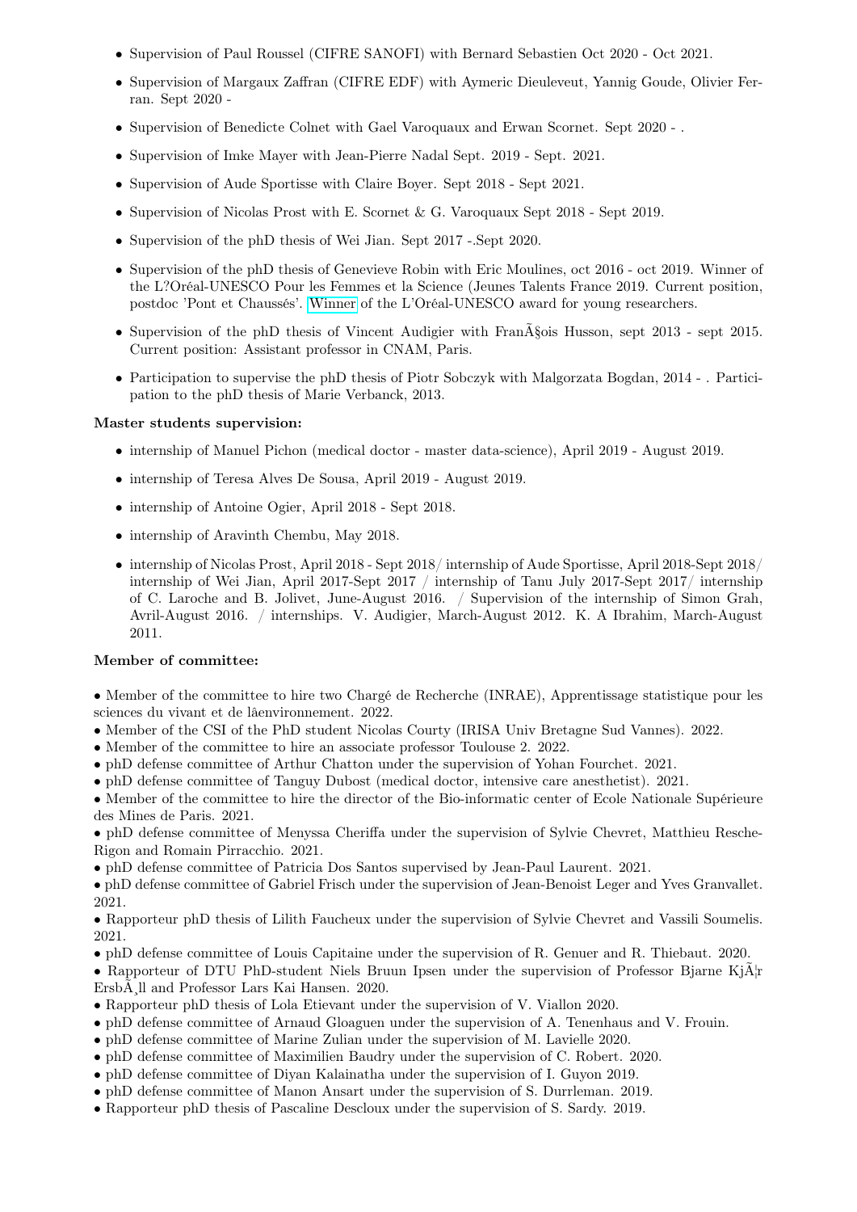- Supervision of Paul Roussel (CIFRE SANOFI) with Bernard Sebastien Oct 2020 - Oct 2021.
- Supervision of Margaux Zaffran (CIFRE EDF) with Aymeric Dieuleveut, Yannig Goude, Olivier Ferran. Sept 2020 -
- Supervision of Benedicte Colnet with Gael Varoquaux and Erwan Scornet. Sept 2020 - .
- Supervision of Imke Mayer with Jean-Pierre Nadal Sept. 2019 - Sept. 2021.
- Supervision of Aude Sportisse with Claire Boyer. Sept 2018 - Sept 2021.
- Supervision of Nicolas Prost with E. Scornet & G. Varoquaux Sept 2018 - Sept 2019.
- Supervision of the phD thesis of Wei Jian. Sept 2017 -.Sept 2020.
- Supervision of the phD thesis of Genevieve Robin with Eric Moulines, oct 2016 - oct 2019. Winner of the L?Oréal-UNESCO Pour les Femmes et la Science (Jeunes Talents France 2019. Current position, postdoc 'Pont et Chaussés'. Winner of the L'Oréal-UNESCO award for young researchers.
- Supervision of the phD thesis of Vincent Audigier with FranÃ§ois Husson, sept 2013 - sept 2015. Current position: Assistant professor in CNAM, Paris.
- Participation to supervise the phD thesis of Piotr Sobczyk with Malgorzata Bogdan, 2014 - . Participation to the phD thesis of Marie Verbanck, 2013.

**Master students supervision:**

- internship of Manuel Pichon (medical doctor - master data-science), April 2019 - August 2019.
- internship of Teresa Alves De Sousa, April 2019 - August 2019.
- internship of Antoine Ogier, April 2018 - Sept 2018.
- internship of Aravinth Chembu, May 2018.
- internship of Nicolas Prost, April 2018 - Sept 2018/ internship of Aude Sportisse, April 2018-Sept 2018/ internship of Wei Jian, April 2017-Sept 2017 / internship of Tanu July 2017-Sept 2017/ internship of C. Laroche and B. Jolivet, June-August 2016. / Supervision of the internship of Simon Grah, Avril-August 2016. / internships. V. Audigier, March-August 2012. K. A Ibrahim, March-August 2011.

**Member of committee:**

• Member of the committee to hire two Chargé de Recherche (INRAE), Apprentissage statistique pour les sciences du vivant et de lâenvironnement. 2022.
• Member of the CSI of the PhD student Nicolas Courty (IRISA Univ Bretagne Sud Vannes). 2022.
• Member of the committee to hire an associate professor Toulouse 2. 2022.
• phD defense committee of Arthur Chatton under the supervision of Yohan Fourchet. 2021.
• phD defense committee of Tanguy Dubost (medical doctor, intensive care anesthetist). 2021.
• Member of the committee to hire the director of the Bio-informatic center of Ecole Nationale Supérieure des Mines de Paris. 2021.
• phD defense committee of Menyssa Cheriffa under the supervision of Sylvie Chevret, Matthieu Resche-Rigon and Romain Pirracchio. 2021.
• phD defense committee of Patricia Dos Santos supervised by Jean-Paul Laurent. 2021.
• phD defense committee of Gabriel Frisch under the supervision of Jean-Benoist Leger and Yves Granvallet. 2021.
• Rapporteur phD thesis of Lilith Faucheux under the supervision of Sylvie Chevret and Vassili Soumelis. 2021.
• phD defense committee of Louis Capitaine under the supervision of R. Genuer and R. Thiebaut. 2020.
• Rapporteur of DTU PhD-student Niels Bruun Ipsen under the supervision of Professor Bjarne KjÃ¦r ErsbÃ¸ll and Professor Lars Kai Hansen. 2020.
• Rapporteur phD thesis of Lola Etievant under the supervision of V. Viallon 2020.
• phD defense committee of Arnaud Gloaguen under the supervision of A. Tenenhaus and V. Frouin.
• phD defense committee of Marine Zulian under the supervision of M. Lavielle 2020.
• phD defense committee of Maximilien Baudry under the supervision of C. Robert. 2020.
• phD defense committee of Diyan Kalainatha under the supervision of I. Guyon 2019.
• phD defense committee of Manon Ansart under the supervision of S. Durrleman. 2019.
• Rapporteur phD thesis of Pascaline Descloux under the supervision of S. Sardy. 2019.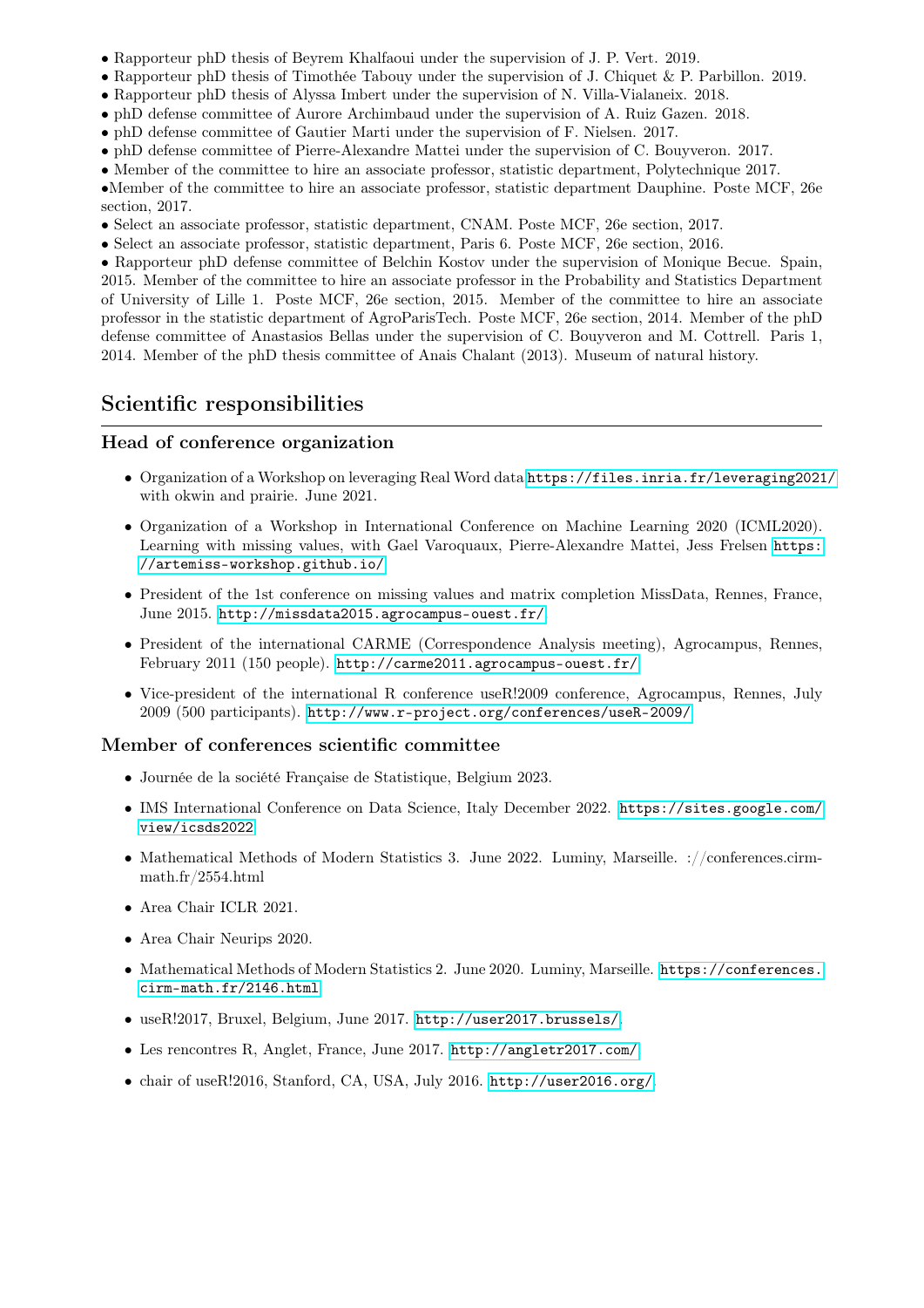• Rapporteur phD thesis of Beyrem Khalfaoui under the supervision of J. P. Vert. 2019.
• Rapporteur phD thesis of Timothée Tabouy under the supervision of J. Chiquet & P. Parbillon. 2019.
• Rapporteur phD thesis of Alyssa Imbert under the supervision of N. Villa-Vialaneix. 2018.
• phD defense committee of Aurore Archimbaud under the supervision of A. Ruiz Gazen. 2018.
• phD defense committee of Gautier Marti under the supervision of F. Nielsen. 2017.
• phD defense committee of Pierre-Alexandre Mattei under the supervision of C. Bouyveron. 2017.
• Member of the committee to hire an associate professor, statistic department, Polytechnique 2017.
•Member of the committee to hire an associate professor, statistic department Dauphine. Poste MCF, 26e section, 2017.
• Select an associate professor, statistic department, CNAM. Poste MCF, 26e section, 2017.
• Select an associate professor, statistic department, Paris 6. Poste MCF, 26e section, 2016.
• Rapporteur phD defense committee of Belchin Kostov under the supervision of Monique Becue. Spain, 2015. Member of the committee to hire an associate professor in the Probability and Statistics Department of University of Lille 1. Poste MCF, 26e section, 2015. Member of the committee to hire an associate professor in the statistic department of AgroParisTech. Poste MCF, 26e section, 2014. Member of the phD defense committee of Anastasios Bellas under the supervision of C. Bouyveron and M. Cottrell. Paris 1, 2014. Member of the phD thesis committee of Anais Chalant (2013). Museum of natural history.

## Scientific responsibilities

### Head of conference organization

- Organization of a Workshop on leveraging Real Word data https://files.inria.fr/leveraging2021/ with okwin and prairie. June 2021.
- Organization of a Workshop in International Conference on Machine Learning 2020 (ICML2020). Learning with missing values, with Gael Varoquaux, Pierre-Alexandre Mattei, Jess Frelsen https://artemiss-workshop.github.io/
- President of the 1st conference on missing values and matrix completion MissData, Rennes, France, June 2015. http://missdata2015.agrocampus-ouest.fr/
- President of the international CARME (Correspondence Analysis meeting), Agrocampus, Rennes, February 2011 (150 people). http://carme2011.agrocampus-ouest.fr/
- Vice-president of the international R conference useR!2009 conference, Agrocampus, Rennes, July 2009 (500 participants). http://www.r-project.org/conferences/useR-2009/

### Member of conferences scientific committee

- Journée de la société Française de Statistique, Belgium 2023.
- IMS International Conference on Data Science, Italy December 2022. https://sites.google.com/view/icsds2022
- Mathematical Methods of Modern Statistics 3. June 2022. Luminy, Marseille. ://conferences.cirm-math.fr/2554.html
- Area Chair ICLR 2021.
- Area Chair Neurips 2020.
- Mathematical Methods of Modern Statistics 2. June 2020. Luminy, Marseille. https://conferences.cirm-math.fr/2146.html
- useR!2017, Bruxel, Belgium, June 2017. http://user2017.brussels/.
- Les rencontres R, Anglet, France, June 2017. http://angletr2017.com/
- chair of useR!2016, Stanford, CA, USA, July 2016. http://user2016.org/.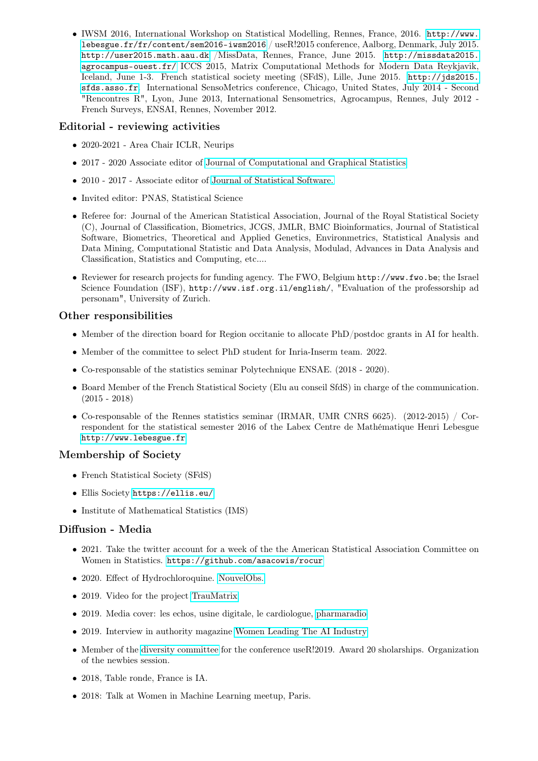- IWSM 2016, International Workshop on Statistical Modelling, Rennes, France, 2016. http://www.lebesgue.fr/fr/content/sem2016-iwsm2016 / useR!2015 conference, Aalborg, Denmark, July 2015. http://user2015.math.aau.dk /MissData, Rennes, France, June 2015. http://missdata2015.agrocampus-ouest.fr/ ICCS 2015, Matrix Computational Methods for Modern Data Reykjavik, Iceland, June 1-3. French statistical society meeting (SFdS), Lille, June 2015. http://jds2015.sfds.asso.fr. International SensoMetrics conference, Chicago, United States, July 2014 - Second "Rencontres R", Lyon, June 2013, International Sensometrics, Agrocampus, Rennes, July 2012 - French Surveys, ENSAI, Rennes, November 2012.

## Editorial - reviewing activities

- 2020-2021 - Area Chair ICLR, Neurips
- 2017 - 2020 Associate editor of Journal of Computational and Graphical Statistics
- 2010 - 2017 - Associate editor of Journal of Statistical Software.
- Invited editor: PNAS, Statistical Science
- Referee for: Journal of the American Statistical Association, Journal of the Royal Statistical Society (C), Journal of Classification, Biometrics, JCGS, JMLR, BMC Bioinformatics, Journal of Statistical Software, Biometrics, Theoretical and Applied Genetics, Environmetrics, Statistical Analysis and Data Mining, Computational Statistic and Data Analysis, Modulad, Advances in Data Analysis and Classification, Statistics and Computing, etc....
- Reviewer for research projects for funding agency. The FWO, Belgium http://www.fwo.be; the Israel Science Foundation (ISF), http://www.isf.org.il/english/, "Evaluation of the professorship ad personam", University of Zurich.

## Other responsibilities

- Member of the direction board for Region occitanie to allocate PhD/postdoc grants in AI for health.
- Member of the committee to select PhD student for Inria-Inserm team. 2022.
- Co-responsable of the statistics seminar Polytechnique ENSAE. (2018 - 2020).
- Board Member of the French Statistical Society (Elu au conseil SfdS) in charge of the communication. (2015 - 2018)
- Co-responsable of the Rennes statistics seminar (IRMAR, UMR CNRS 6625). (2012-2015) / Correspondent for the statistical semester 2016 of the Labex Centre de Mathématique Henri Lebesgue http://www.lebesgue.fr

## Membership of Society

- French Statistical Society (SFdS)
- Ellis Society https://ellis.eu/
- Institute of Mathematical Statistics (IMS)

## Diffusion - Media

- 2021. Take the twitter account for a week of the the American Statistical Association Committee on Women in Statistics. https://github.com/asacowis/rocur
- 2020. Effect of Hydrochloroquine. NouvelObs.
- 2019. Video for the project TrauMatrix
- 2019. Media cover: les echos, usine digitale, le cardiologue, pharmaradio
- 2019. Interview in authority magazine Women Leading The AI Industry
- Member of the diversity committee for the conference useR!2019. Award 20 sholarships. Organization of the newbies session.
- 2018, Table ronde, France is IA.
- 2018: Talk at Women in Machine Learning meetup, Paris.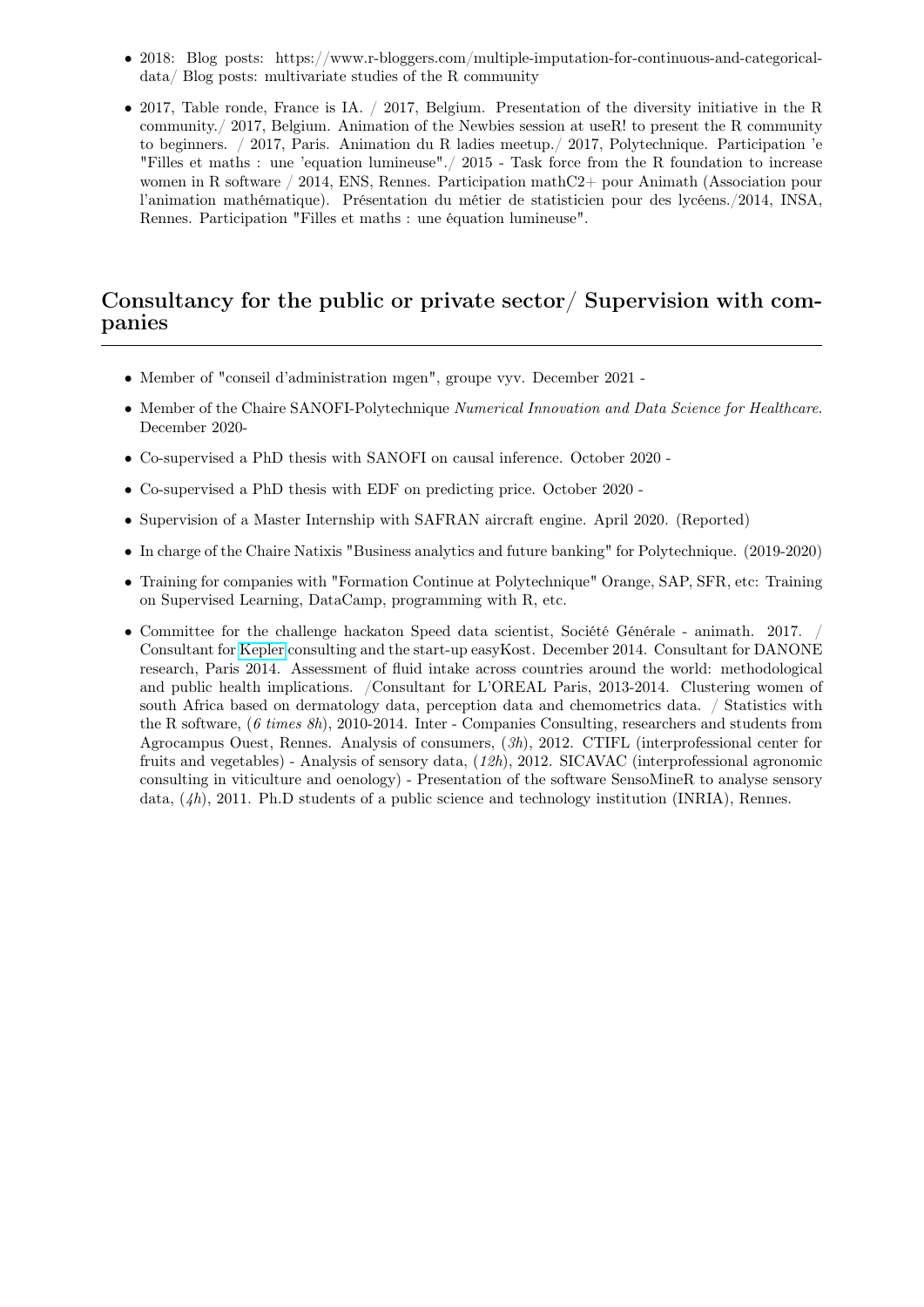- 2018: Blog posts: https://www.r-bloggers.com/multiple-imputation-for-continuous-and-categorical-data/ Blog posts: multivariate studies of the R community
- 2017, Table ronde, France is IA. / 2017, Belgium. Presentation of the diversity initiative in the R community./ 2017, Belgium. Animation of the Newbies session at useR! to present the R community to beginners. / 2017, Paris. Animation du R ladies meetup./ 2017, Polytechnique. Participation 'e "Filles et maths : une 'equation lumineuse"./ 2015 - Task force from the R foundation to increase women in R software / 2014, ENS, Rennes. Participation mathC2+ pour Animath (Association pour l'animation mathématique). Présentation du métier de statisticien pour des lycéens./2014, INSA, Rennes. Participation "Filles et maths : une équation lumineuse".

## Consultancy for the public or private sector/ Supervision with companies

- Member of "conseil d'administration mgen", groupe vyv. December 2021 -
- Member of the Chaire SANOFI-Polytechnique *Numerical Innovation and Data Science for Healthcare*. December 2020-
- Co-supervised a PhD thesis with SANOFI on causal inference. October 2020 -
- Co-supervised a PhD thesis with EDF on predicting price. October 2020 -
- Supervision of a Master Internship with SAFRAN aircraft engine. April 2020. (Reported)
- In charge of the Chaire Natixis "Business analytics and future banking" for Polytechnique. (2019-2020)
- Training for companies with "Formation Continue at Polytechnique" Orange, SAP, SFR, etc: Training on Supervised Learning, DataCamp, programming with R, etc.
- Committee for the challenge hackaton Speed data scientist, Société Générale - animath. 2017. / Consultant for Kepler consulting and the start-up easyKost. December 2014. Consultant for DANONE research, Paris 2014. Assessment of fluid intake across countries around the world: methodological and public health implications. /Consultant for L'OREAL Paris, 2013-2014. Clustering women of south Africa based on dermatology data, perception data and chemometrics data. / Statistics with the R software, (*6 times 8h*), 2010-2014. Inter - Companies Consulting, researchers and students from Agrocampus Ouest, Rennes. Analysis of consumers, (*3h*), 2012. CTIFL (interprofessional center for fruits and vegetables) - Analysis of sensory data, (*12h*), 2012. SICAVAC (interprofessional agronomic consulting in viticulture and oenology) - Presentation of the software SensoMineR to analyse sensory data, (*4h*), 2011. Ph.D students of a public science and technology institution (INRIA), Rennes.